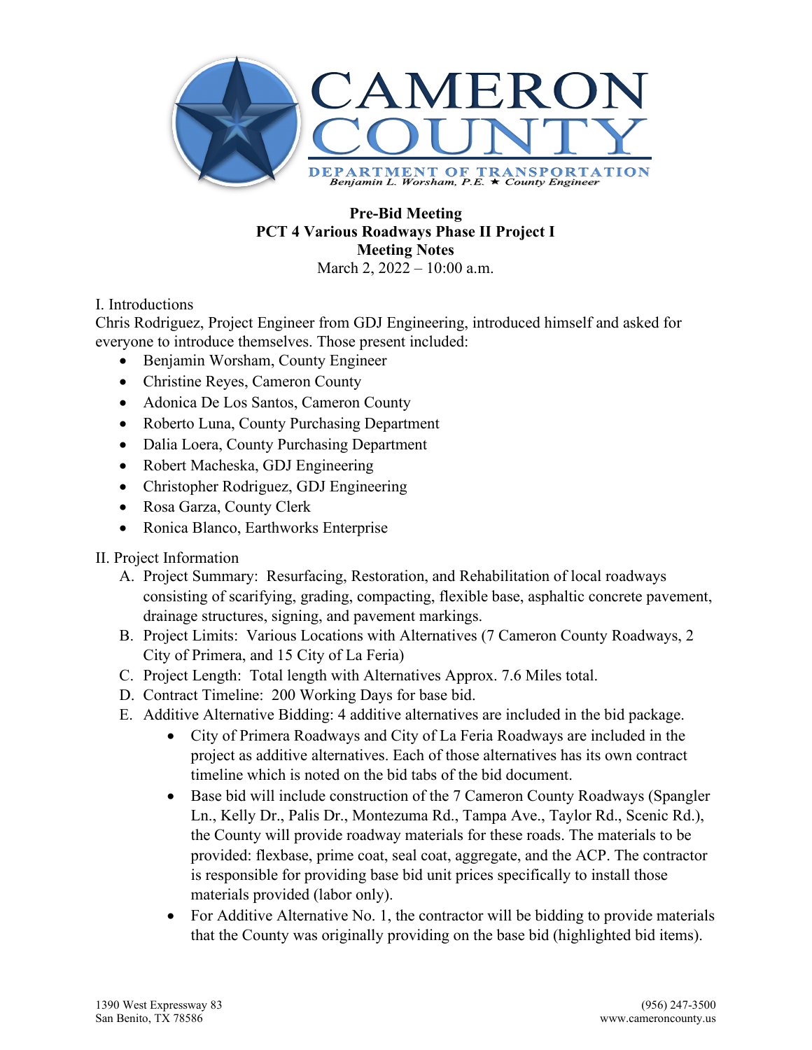# CAMERON COUNTY

**DEPARTMENT OF TRANSPORTATION**
*Benjamin L. Worsham, P.E. ★ County Engineer*

**Pre-Bid Meeting**
**PCT 4 Various Roadways Phase II Project I**
**Meeting Notes**
March 2, 2022 – 10:00 a.m.

I. Introductions

Chris Rodriguez, Project Engineer from GDJ Engineering, introduced himself and asked for everyone to introduce themselves. Those present included:

- Benjamin Worsham, County Engineer
- Christine Reyes, Cameron County
- Adonica De Los Santos, Cameron County
- Roberto Luna, County Purchasing Department
- Dalia Loera, County Purchasing Department
- Robert Macheska, GDJ Engineering
- Christopher Rodriguez, GDJ Engineering
- Rosa Garza, County Clerk
- Ronica Blanco, Earthworks Enterprise

II. Project Information

A. Project Summary: Resurfacing, Restoration, and Rehabilitation of local roadways consisting of scarifying, grading, compacting, flexible base, asphaltic concrete pavement, drainage structures, signing, and pavement markings.

B. Project Limits: Various Locations with Alternatives (7 Cameron County Roadways, 2 City of Primera, and 15 City of La Feria)

C. Project Length: Total length with Alternatives Approx. 7.6 Miles total.

D. Contract Timeline: 200 Working Days for base bid.

E. Additive Alternative Bidding: 4 additive alternatives are included in the bid package.

- City of Primera Roadways and City of La Feria Roadways are included in the project as additive alternatives. Each of those alternatives has its own contract timeline which is noted on the bid tabs of the bid document.
- Base bid will include construction of the 7 Cameron County Roadways (Spangler Ln., Kelly Dr., Palis Dr., Montezuma Rd., Tampa Ave., Taylor Rd., Scenic Rd.), the County will provide roadway materials for these roads. The materials to be provided: flexbase, prime coat, seal coat, aggregate, and the ACP. The contractor is responsible for providing base bid unit prices specifically to install those materials provided (labor only).
- For Additive Alternative No. 1, the contractor will be bidding to provide materials that the County was originally providing on the base bid (highlighted bid items).

1390 West Expressway 83
San Benito, TX 78586

(956) 247-3500
www.cameroncounty.us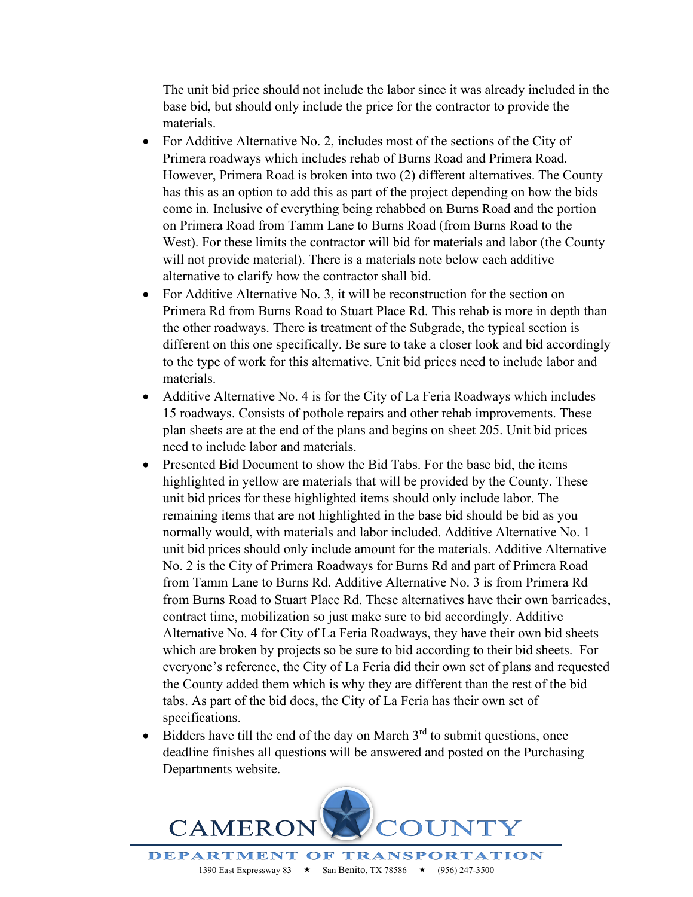The unit bid price should not include the labor since it was already included in the base bid, but should only include the price for the contractor to provide the materials.

- For Additive Alternative No. 2, includes most of the sections of the City of Primera roadways which includes rehab of Burns Road and Primera Road. However, Primera Road is broken into two (2) different alternatives. The County has this as an option to add this as part of the project depending on how the bids come in. Inclusive of everything being rehabbed on Burns Road and the portion on Primera Road from Tamm Lane to Burns Road (from Burns Road to the West). For these limits the contractor will bid for materials and labor (the County will not provide material). There is a materials note below each additive alternative to clarify how the contractor shall bid.
- For Additive Alternative No. 3, it will be reconstruction for the section on Primera Rd from Burns Road to Stuart Place Rd. This rehab is more in depth than the other roadways. There is treatment of the Subgrade, the typical section is different on this one specifically. Be sure to take a closer look and bid accordingly to the type of work for this alternative. Unit bid prices need to include labor and materials.
- Additive Alternative No. 4 is for the City of La Feria Roadways which includes 15 roadways. Consists of pothole repairs and other rehab improvements. These plan sheets are at the end of the plans and begins on sheet 205. Unit bid prices need to include labor and materials.
- Presented Bid Document to show the Bid Tabs. For the base bid, the items highlighted in yellow are materials that will be provided by the County. These unit bid prices for these highlighted items should only include labor. The remaining items that are not highlighted in the base bid should be bid as you normally would, with materials and labor included. Additive Alternative No. 1 unit bid prices should only include amount for the materials. Additive Alternative No. 2 is the City of Primera Roadways for Burns Rd and part of Primera Road from Tamm Lane to Burns Rd. Additive Alternative No. 3 is from Primera Rd from Burns Road to Stuart Place Rd. These alternatives have their own barricades, contract time, mobilization so just make sure to bid accordingly. Additive Alternative No. 4 for City of La Feria Roadways, they have their own bid sheets which are broken by projects so be sure to bid according to their bid sheets. For everyone's reference, the City of La Feria did their own set of plans and requested the County added them which is why they are different than the rest of the bid tabs. As part of the bid docs, the City of La Feria has their own set of specifications.
- Bidders have till the end of the day on March 3rd to submit questions, once deadline finishes all questions will be answered and posted on the Purchasing Departments website.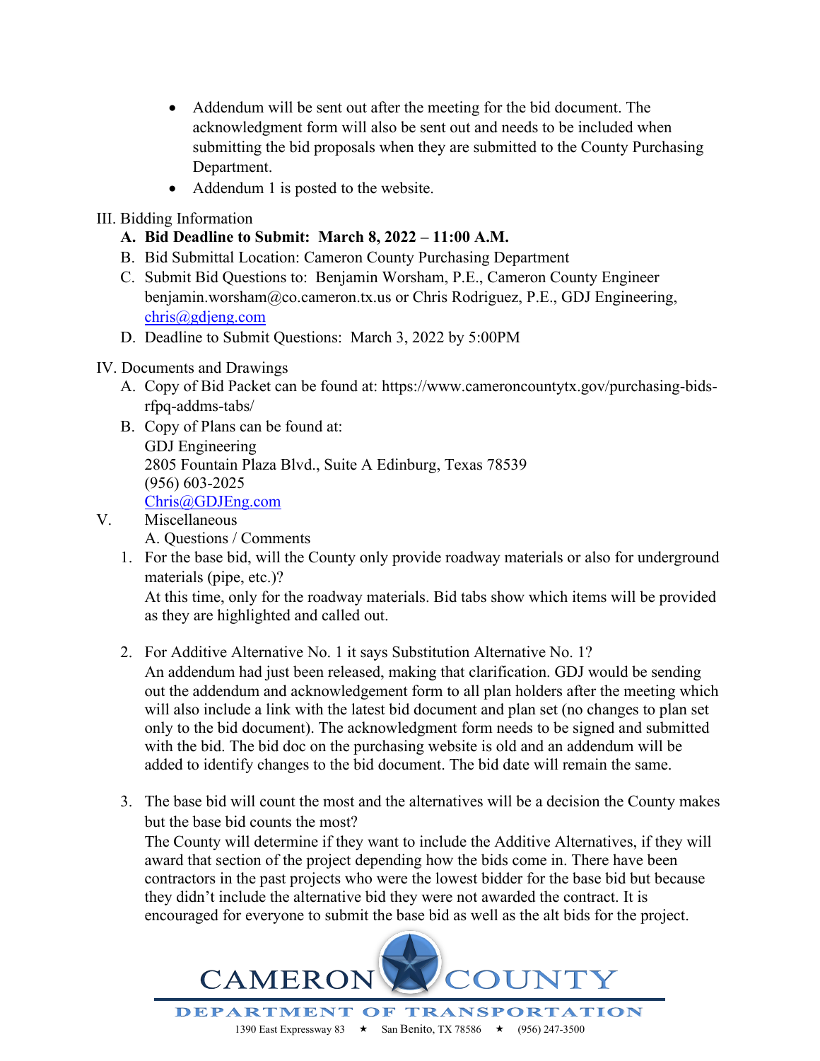- Addendum will be sent out after the meeting for the bid document. The acknowledgment form will also be sent out and needs to be included when submitting the bid proposals when they are submitted to the County Purchasing Department.
- Addendum 1 is posted to the website.

III. Bidding Information

A. **Bid Deadline to Submit: March 8, 2022 – 11:00 A.M.**

B. Bid Submittal Location: Cameron County Purchasing Department

C. Submit Bid Questions to: Benjamin Worsham, P.E., Cameron County Engineer benjamin.worsham@co.cameron.tx.us or Chris Rodriguez, P.E., GDJ Engineering, chris@gdjeng.com

D. Deadline to Submit Questions: March 3, 2022 by 5:00PM

IV. Documents and Drawings

A. Copy of Bid Packet can be found at: https://www.cameroncountytx.gov/purchasing-bids-rfpq-addms-tabs/

B. Copy of Plans can be found at:
GDJ Engineering
2805 Fountain Plaza Blvd., Suite A Edinburg, Texas 78539
(956) 603-2025
Chris@GDJEng.com

V. Miscellaneous

A. Questions / Comments

1. For the base bid, will the County only provide roadway materials or also for underground materials (pipe, etc.)?
   At this time, only for the roadway materials. Bid tabs show which items will be provided as they are highlighted and called out.

2. For Additive Alternative No. 1 it says Substitution Alternative No. 1?
   An addendum had just been released, making that clarification. GDJ would be sending out the addendum and acknowledgement form to all plan holders after the meeting which will also include a link with the latest bid document and plan set (no changes to plan set only to the bid document). The acknowledgment form needs to be signed and submitted with the bid. The bid doc on the purchasing website is old and an addendum will be added to identify changes to the bid document. The bid date will remain the same.

3. The base bid will count the most and the alternatives will be a decision the County makes but the base bid counts the most?
   The County will determine if they want to include the Additive Alternatives, if they will award that section of the project depending how the bids come in. There have been contractors in the past projects who were the lowest bidder for the base bid but because they didn't include the alternative bid they were not awarded the contract. It is encouraged for everyone to submit the base bid as well as the alt bids for the project.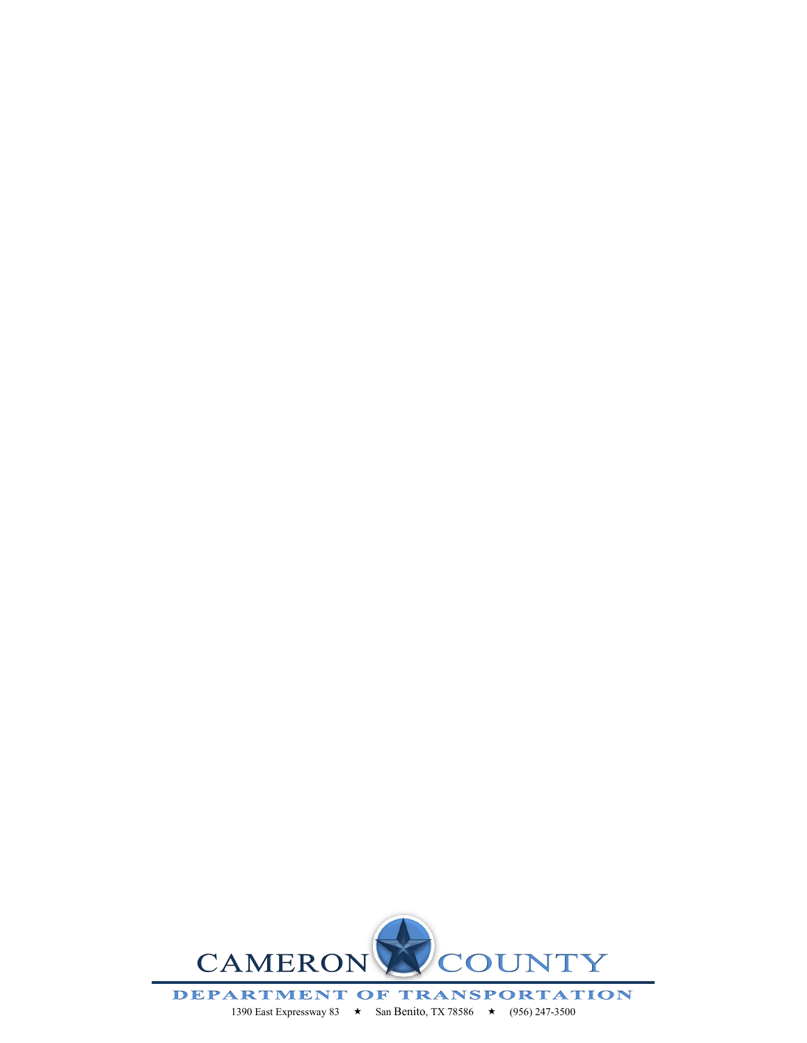CAMERON COUNTY

DEPARTMENT OF TRANSPORTATION

1390 East Expressway 83 ★ San Benito, TX 78586 ★ (956) 247-3500